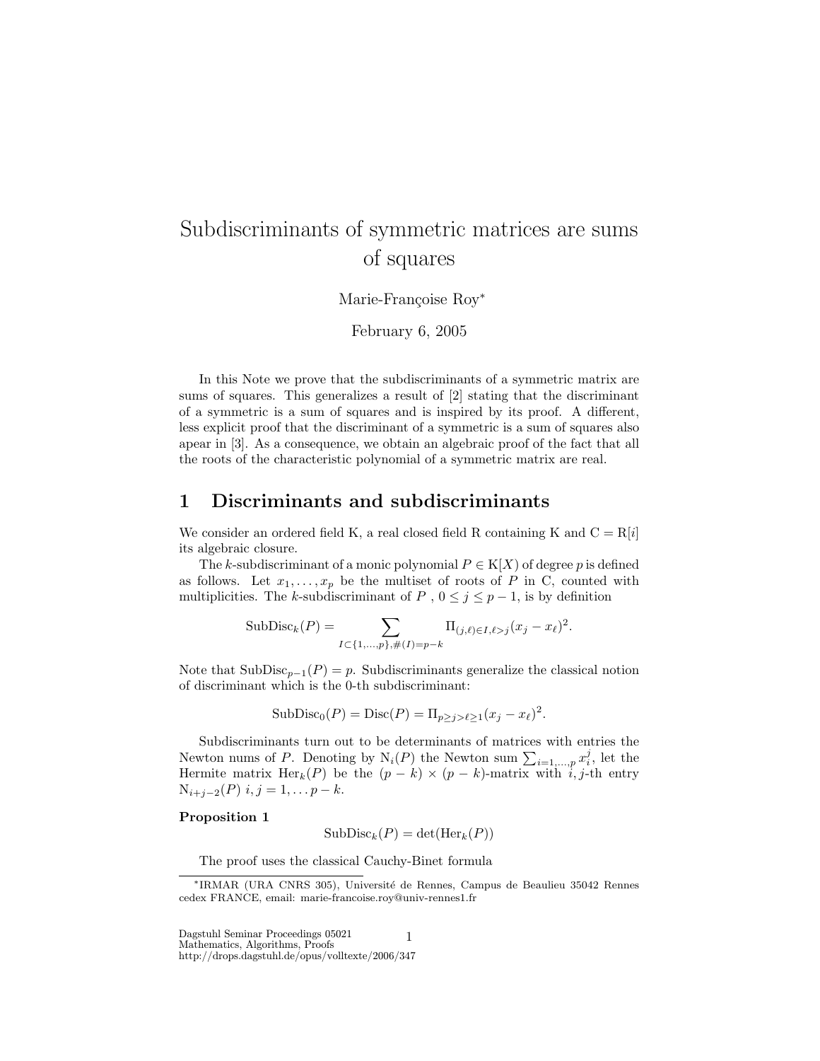# Subdiscriminants of symmetric matrices are sums of squares

Marie-Françoise Roy*

February 6, 2005

In this Note we prove that the subdiscriminants of a symmetric matrix are sums of squares. This generalizes a result of [2] stating that the discriminant of a symmetric is a sum of squares and is inspired by its proof. A different, less explicit proof that the discriminant of a symmetric is a sum of squares also apear in [3]. As a consequence, we obtain an algebraic proof of the fact that all the roots of the characteristic polynomial of a symmetric matrix are real.

## 1 Discriminants and subdiscriminants

We consider an ordered field K, a real closed field R containing K and $\mathrm{C} = \mathrm{R}[i]$ its algebraic closure.

The $k$-subdiscriminant of a monic polynomial $P \in \mathrm{K}[X]$ of degree $p$ is defined as follows. Let $x_1, \ldots, x_p$ be the multiset of roots of $P$ in C, counted with multiplicities. The $k$-subdiscriminant of $P$ , $0 \leq j \leq p-1$, is by definition

$$\mathrm{SubDisc}_k(P) = \sum_{I \subset \{1,\ldots,p\}, \#(I) = p-k} \Pi_{(j,\ell) \in I, \ell > j} (x_j - x_\ell)^2.$$

Note that $\mathrm{SubDisc}_{p-1}(P) = p$. Subdiscriminants generalize the classical notion of discriminant which is the 0-th subdiscriminant:

$$\mathrm{SubDisc}_0(P) = \mathrm{Disc}(P) = \Pi_{p \geq j > \ell \geq 1} (x_j - x_\ell)^2.$$

Subdiscriminants turn out to be determinants of matrices with entries the Newton nums of $P$. Denoting by $\mathrm{N}_i(P)$ the Newton sum $\sum_{i=1,\ldots,p} x_i^j$, let the Hermite matrix $\mathrm{Her}_k(P)$ be the $(p-k) \times (p-k)$-matrix with $i, j$-th entry $\mathrm{N}_{i+j-2}(P)$ $i, j = 1, \ldots p-k$.

**Proposition 1**

$$\mathrm{SubDisc}_k(P) = \det(\mathrm{Her}_k(P))$$

The proof uses the classical Cauchy-Binet formula

*IRMAR (URA CNRS 305), Université de Rennes, Campus de Beaulieu 35042 Rennes cedex FRANCE, email: marie-francoise.roy@univ-rennes1.fr

Dagstuhl Seminar Proceedings 05021
Mathematics, Algorithms, Proofs
http://drops.dagstuhl.de/opus/volltexte/2006/347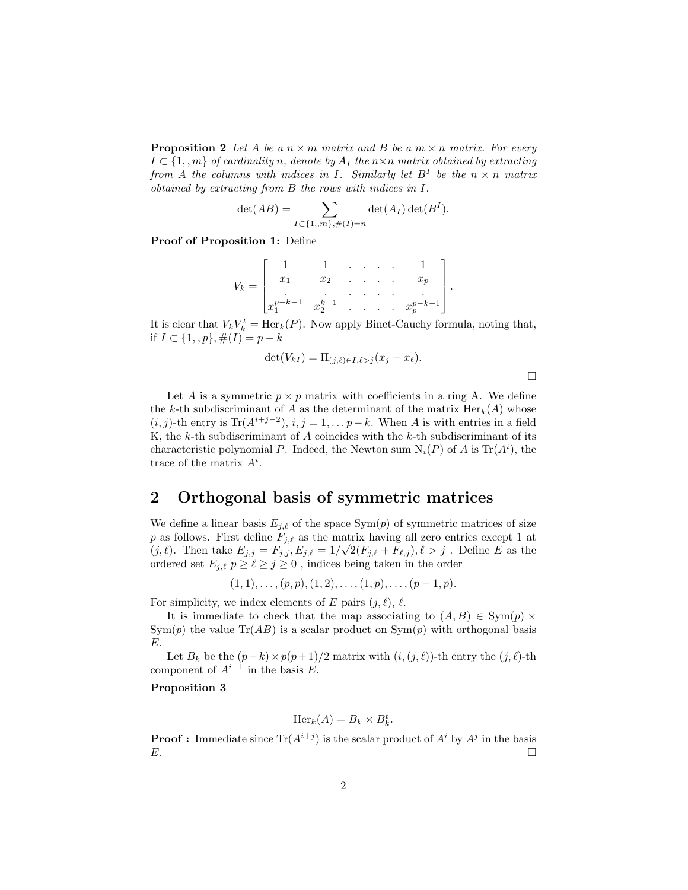**Proposition 2** *Let $A$ be a $n \times m$ matrix and $B$ be a $m \times n$ matrix. For every $I \subset \{1, , m\}$ of cardinality $n$, denote by $A_I$ the $n \times n$ matrix obtained by extracting from $A$ the columns with indices in $I$. Similarly let $B^I$ be the $n \times n$ matrix obtained by extracting from $B$ the rows with indices in $I$.*

$$\det(AB) = \sum_{I \subset \{1,,m\}, \#(I)=n} \det(A_I) \det(B^I).$$

**Proof of Proposition 1:** Define

$$V_k = \begin{bmatrix} 1 & 1 & . & . & . & . & 1 \\ x_1 & x_2 & . & . & . & . & x_p \\ . & . & . & . & . & . & . \\ x_1^{p-k-1} & x_2^{k-1} & . & . & . & . & x_p^{p-k-1} \end{bmatrix}.$$

It is clear that $V_k V_k^t = \mathrm{Her}_k(P)$. Now apply Binet-Cauchy formula, noting that, if $I \subset \{1, , p\}, \#(I) = p - k$

$$\det(V_{kI}) = \Pi_{(j,\ell) \in I, \ell > j}(x_j - x_\ell).$$

□

Let $A$ is a symmetric $p \times p$ matrix with coefficients in a ring A. We define the $k$-th subdiscriminant of $A$ as the determinant of the matrix $\mathrm{Her}_k(A)$ whose $(i, j)$-th entry is $\mathrm{Tr}(A^{i+j-2})$, $i, j = 1, \ldots p-k$. When $A$ is with entries in a field K, the $k$-th subdiscriminant of $A$ coincides with the $k$-th subdiscriminant of its characteristic polynomial $P$. Indeed, the Newton sum $\mathrm{N}_i(P)$ of $A$ is $\mathrm{Tr}(A^i)$, the trace of the matrix $A^i$.

## 2 Orthogonal basis of symmetric matrices

We define a linear basis $E_{j,\ell}$ of the space $\mathrm{Sym}(p)$ of symmetric matrices of size $p$ as follows. First define $F_{j,\ell}$ as the matrix having all zero entries except 1 at $(j, \ell)$. Then take $E_{j,j} = F_{j,j}, E_{j,\ell} = 1/\sqrt{2}(F_{j,\ell} + F_{\ell,j}), \ell > j$ . Define $E$ as the ordered set $E_{j,\ell}$ $p \geq \ell \geq j \geq 0$ , indices being taken in the order

$$(1, 1), \ldots, (p, p), (1, 2), \ldots, (1, p), \ldots, (p - 1, p).$$

For simplicity, we index elements of $E$ pairs $(j, \ell)$, $\ell$.

It is immediate to check that the map associating to $(A, B) \in \mathrm{Sym}(p) \times \mathrm{Sym}(p)$ the value $\mathrm{Tr}(AB)$ is a scalar product on $\mathrm{Sym}(p)$ with orthogonal basis $E$.

Let $B_k$ be the $(p-k) \times p(p+1)/2$ matrix with $(i, (j, \ell))$-th entry the $(j, \ell)$-th component of $A^{i-1}$ in the basis $E$.

**Proposition 3**

$$\mathrm{Her}_k(A) = B_k \times B_k^t.$$

**Proof :** Immediate since $\mathrm{Tr}(A^{i+j})$ is the scalar product of $A^i$ by $A^j$ in the basis $E$. □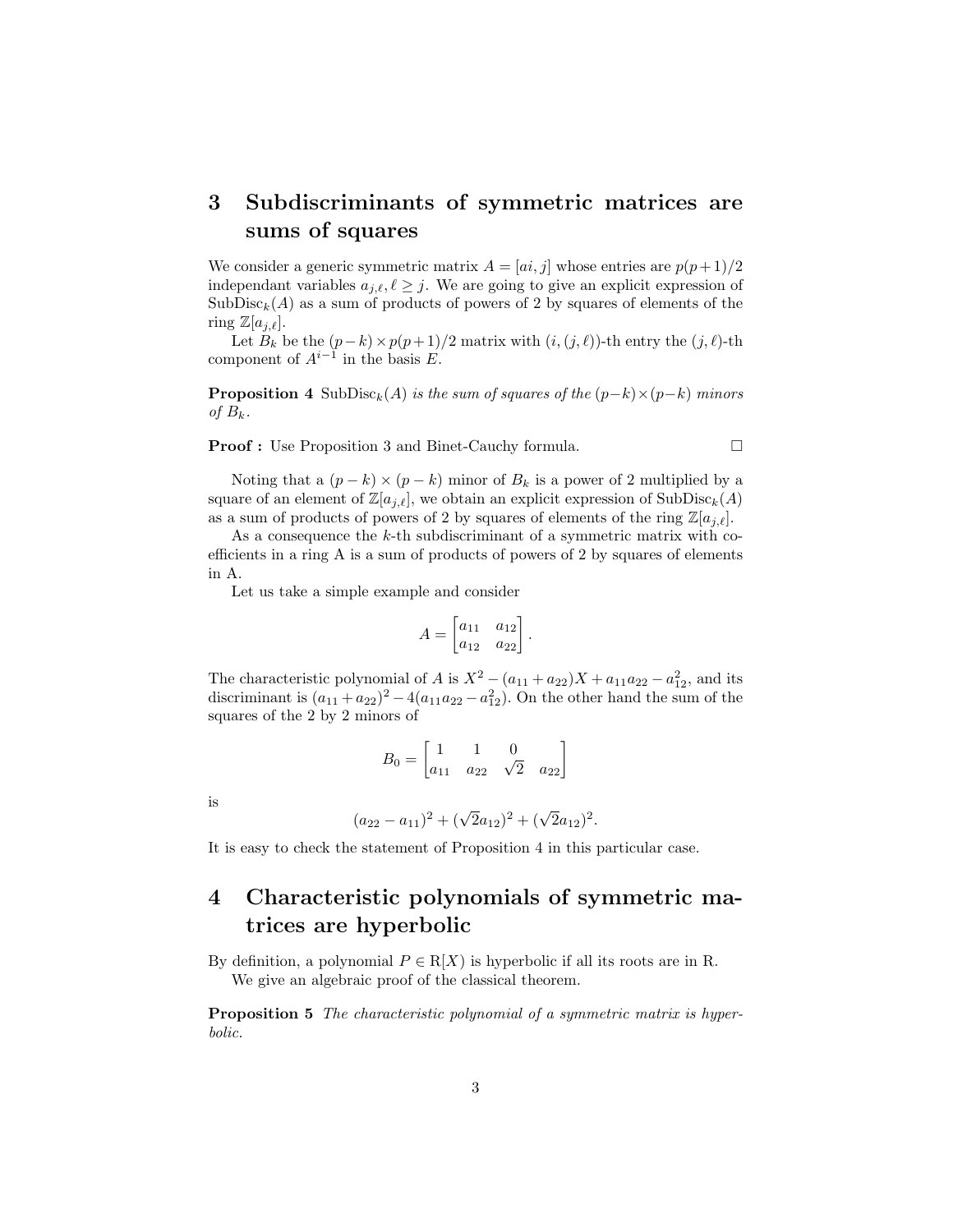## 3 Subdiscriminants of symmetric matrices are sums of squares

We consider a generic symmetric matrix $A = [ai, j]$ whose entries are $p(p+1)/2$ independant variables $a_{j,\ell}, \ell \geq j$. We are going to give an explicit expression of $\mathrm{SubDisc}_k(A)$ as a sum of products of powers of 2 by squares of elements of the ring $\mathbb{Z}[a_{j,\ell}]$.

Let $B_k$ be the $(p-k) \times p(p+1)/2$ matrix with $(i,(j,\ell))$-th entry the $(j,\ell)$-th component of $A^{i-1}$ in the basis $E$.

**Proposition 4** *$\mathrm{SubDisc}_k(A)$ is the sum of squares of the $(p-k)\times(p-k)$ minors of $B_k$.*

**Proof :** Use Proposition 3 and Binet-Cauchy formula. □

Noting that a $(p-k) \times (p-k)$ minor of $B_k$ is a power of 2 multiplied by a square of an element of $\mathbb{Z}[a_{j,\ell}]$, we obtain an explicit expression of $\mathrm{SubDisc}_k(A)$ as a sum of products of powers of 2 by squares of elements of the ring $\mathbb{Z}[a_{j,\ell}]$.

As a consequence the $k$-th subdiscriminant of a symmetric matrix with coefficients in a ring A is a sum of products of powers of 2 by squares of elements in A.

Let us take a simple example and consider

$$A = \begin{bmatrix} a_{11} & a_{12} \\ a_{12} & a_{22} \end{bmatrix}.$$

The characteristic polynomial of $A$ is $X^2 - (a_{11} + a_{22})X + a_{11}a_{22} - a_{12}^2$, and its discriminant is $(a_{11} + a_{22})^2 - 4(a_{11}a_{22} - a_{12}^2)$. On the other hand the sum of the squares of the 2 by 2 minors of

$$B_0 = \begin{bmatrix} 1 & 1 & 0 & \\ a_{11} & a_{22} & \sqrt{2} & a_{22} \end{bmatrix}$$

is

$$(a_{22} - a_{11})^2 + (\sqrt{2}a_{12})^2 + (\sqrt{2}a_{12})^2.$$

It is easy to check the statement of Proposition 4 in this particular case.

## 4 Characteristic polynomials of symmetric matrices are hyperbolic

By definition, a polynomial $P \in \mathrm{R}[X)$ is hyperbolic if all its roots are in R.

We give an algebraic proof of the classical theorem.

**Proposition 5** *The characteristic polynomial of a symmetric matrix is hyperbolic.*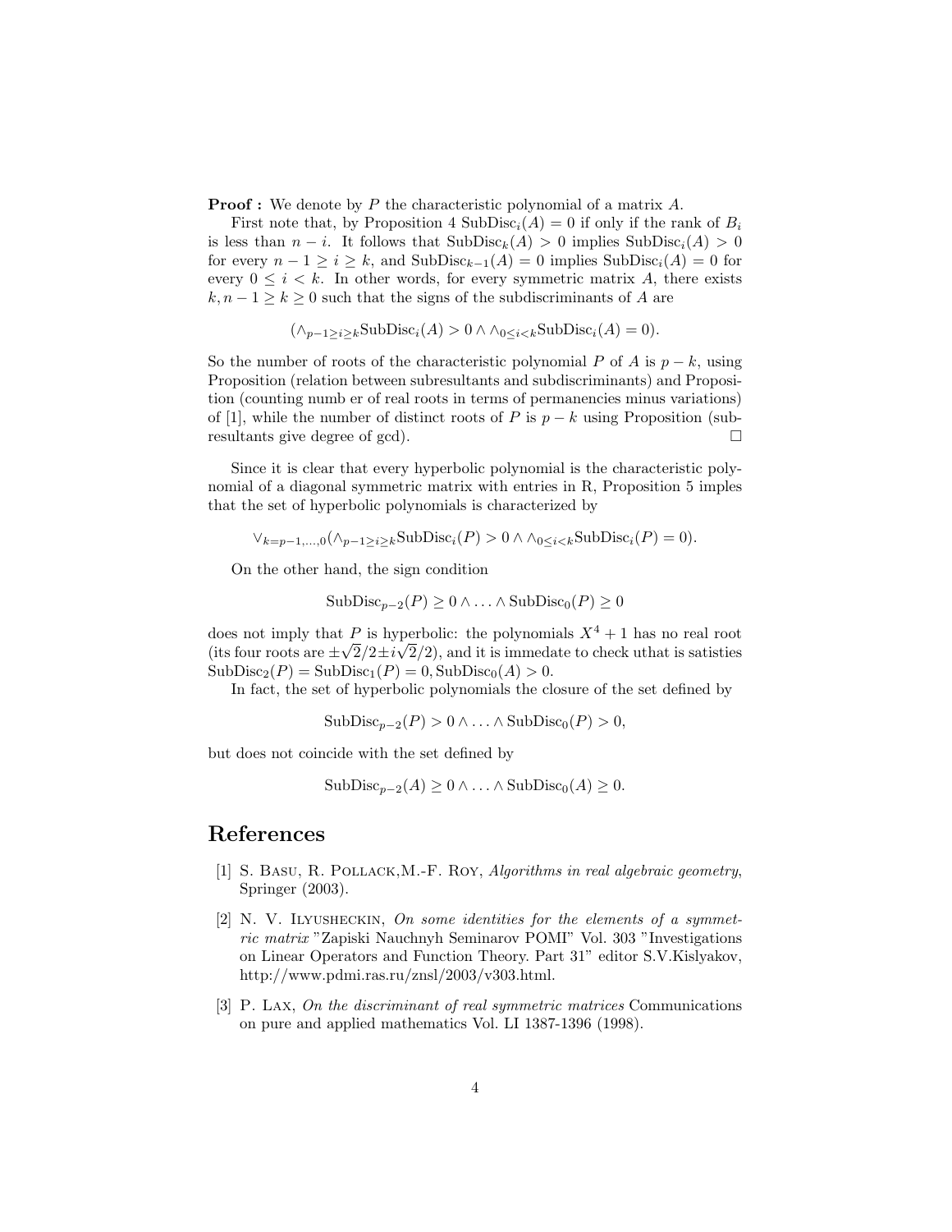**Proof :** We denote by $P$ the characteristic polynomial of a matrix $A$.

First note that, by Proposition 4 $\mathrm{SubDisc}_i(A) = 0$ if only if the rank of $B_i$ is less than $n - i$. It follows that $\mathrm{SubDisc}_k(A) > 0$ implies $\mathrm{SubDisc}_i(A) > 0$ for every $n - 1 \geq i \geq k$, and $\mathrm{SubDisc}_{k-1}(A) = 0$ implies $\mathrm{SubDisc}_i(A) = 0$ for every $0 \leq i < k$. In other words, for every symmetric matrix $A$, there exists $k, n - 1 \geq k \geq 0$ such that the signs of the subdiscriminants of $A$ are

$$(\wedge_{p-1 \geq i \geq k} \mathrm{SubDisc}_i(A) > 0 \wedge \wedge_{0 \leq i < k} \mathrm{SubDisc}_i(A) = 0).$$

So the number of roots of the characteristic polynomial $P$ of $A$ is $p - k$, using Proposition (relation between subresultants and subdiscriminants) and Proposition (counting numb er of real roots in terms of permanencies minus variations) of [1], while the number of distinct roots of $P$ is $p - k$ using Proposition (subresultants give degree of gcd). □

Since it is clear that every hyperbolic polynomial is the characteristic polynomial of a diagonal symmetric matrix with entries in R, Proposition 5 imples that the set of hyperbolic polynomials is characterized by

$$\vee_{k=p-1,\ldots,0}(\wedge_{p-1 \geq i \geq k} \mathrm{SubDisc}_i(P) > 0 \wedge \wedge_{0 \leq i < k} \mathrm{SubDisc}_i(P) = 0).$$

On the other hand, the sign condition

$$\mathrm{SubDisc}_{p-2}(P) \geq 0 \wedge \ldots \wedge \mathrm{SubDisc}_0(P) \geq 0$$

does not imply that $P$ is hyperbolic: the polynomials $X^4 + 1$ has no real root (its four roots are $\pm\sqrt{2}/2 \pm i\sqrt{2}/2$), and it is immedate to check uthat is satisties $\mathrm{SubDisc}_2(P) = \mathrm{SubDisc}_1(P) = 0, \mathrm{SubDisc}_0(A) > 0$.

In fact, the set of hyperbolic polynomials the closure of the set defined by

$$\mathrm{SubDisc}_{p-2}(P) > 0 \wedge \ldots \wedge \mathrm{SubDisc}_0(P) > 0,$$

but does not coincide with the set defined by

$$\mathrm{SubDisc}_{p-2}(A) \geq 0 \wedge \ldots \wedge \mathrm{SubDisc}_0(A) \geq 0.$$

## References

[1] S. Basu, R. Pollack, M.-F. Roy, *Algorithms in real algebraic geometry*, Springer (2003).

[2] N. V. Ilyusheckin, *On some identities for the elements of a symmetric matrix* "Zapiski Nauchnyh Seminarov POMI" Vol. 303 "Investigations on Linear Operators and Function Theory. Part 31" editor S.V.Kislyakov, http://www.pdmi.ras.ru/znsl/2003/v303.html.

[3] P. Lax, *On the discriminant of real symmetric matrices* Communications on pure and applied mathematics Vol. LI 1387-1396 (1998).